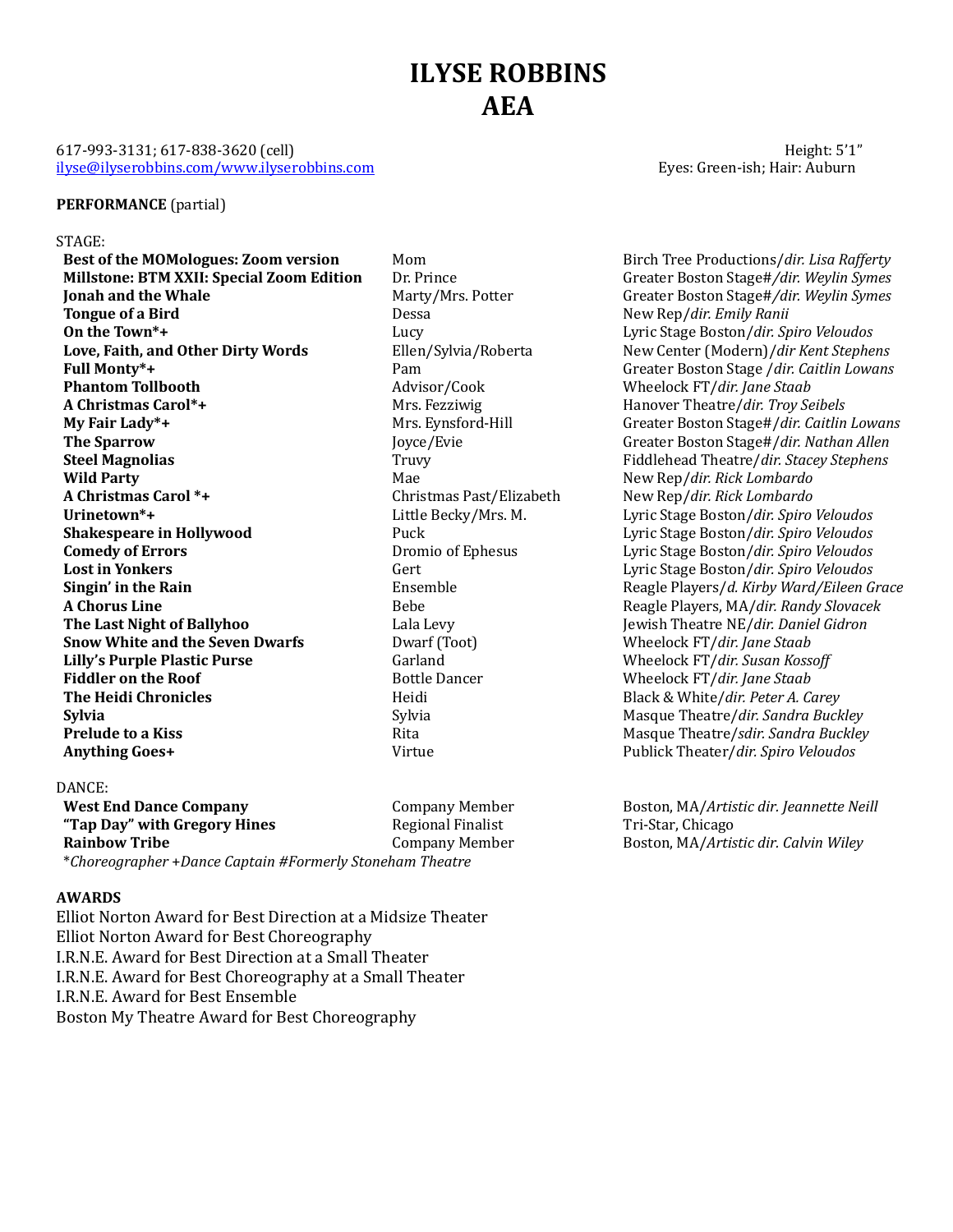# ILYSE ROBBINS
# AEA

617-993-3131; 617-838-3620 (cell)
ilyse@ilyserobbins.com/www.ilyserobbins.com

Height: 5'1"
Eyes: Green-ish; Hair: Auburn

**PERFORMANCE** (partial)

STAGE:

| | | |
|---|---|---|
| **Best of the MOMologues: Zoom version** | Mom | Birch Tree Productions/*dir. Lisa Rafferty* |
| **Millstone: BTM XXII: Special Zoom Edition** | Dr. Prince | Greater Boston Stage#/*dir. Weylin Symes* |
| **Jonah and the Whale** | Marty/Mrs. Potter | Greater Boston Stage#/*dir. Weylin Symes* |
| **Tongue of a Bird** | Dessa | New Rep/*dir. Emily Ranii* |
| **On the Town*+** | Lucy | Lyric Stage Boston/*dir. Spiro Veloudos* |
| **Love, Faith, and Other Dirty Words** | Ellen/Sylvia/Roberta | New Center (Modern)/*dir Kent Stephens* |
| **Full Monty*+** | Pam | Greater Boston Stage /*dir. Caitlin Lowans* |
| **Phantom Tollbooth** | Advisor/Cook | Wheelock FT/*dir. Jane Staab* |
| **A Christmas Carol*+** | Mrs. Fezziwig | Hanover Theatre/*dir. Troy Seibels* |
| **My Fair Lady*+** | Mrs. Eynsford-Hill | Greater Boston Stage#/*dir. Caitlin Lowans* |
| **The Sparrow** | Joyce/Evie | Greater Boston Stage#/*dir. Nathan Allen* |
| **Steel Magnolias** | Truvy | Fiddlehead Theatre/*dir. Stacey Stephens* |
| **Wild Party** | Mae | New Rep/*dir. Rick Lombardo* |
| **A Christmas Carol *+** | Christmas Past/Elizabeth | New Rep/*dir. Rick Lombardo* |
| **Urinetown*+** | Little Becky/Mrs. M. | Lyric Stage Boston/*dir. Spiro Veloudos* |
| **Shakespeare in Hollywood** | Puck | Lyric Stage Boston/*dir. Spiro Veloudos* |
| **Comedy of Errors** | Dromio of Ephesus | Lyric Stage Boston/*dir. Spiro Veloudos* |
| **Lost in Yonkers** | Gert | Lyric Stage Boston/*dir. Spiro Veloudos* |
| **Singin' in the Rain** | Ensemble | Reagle Players/*d. Kirby Ward/Eileen Grace* |
| **A Chorus Line** | Bebe | Reagle Players, MA/*dir. Randy Slovacek* |
| **The Last Night of Ballyhoo** | Lala Levy | Jewish Theatre NE/*dir. Daniel Gidron* |
| **Snow White and the Seven Dwarfs** | Dwarf (Toot) | Wheelock FT/*dir. Jane Staab* |
| **Lilly's Purple Plastic Purse** | Garland | Wheelock FT/*dir. Susan Kossoff* |
| **Fiddler on the Roof** | Bottle Dancer | Wheelock FT/*dir. Jane Staab* |
| **The Heidi Chronicles** | Heidi | Black & White/*dir. Peter A. Carey* |
| **Sylvia** | Sylvia | Masque Theatre/*dir. Sandra Buckley* |
| **Prelude to a Kiss** | Rita | Masque Theatre/*sdir. Sandra Buckley* |
| **Anything Goes+** | Virtue | Publick Theater/*dir. Spiro Veloudos* |

DANCE:

| | | |
|---|---|---|
| **West End Dance Company** | Company Member | Boston, MA/*Artistic dir. Jeannette Neill* |
| **"Tap Day" with Gregory Hines** | Regional Finalist | Tri-Star, Chicago |
| **Rainbow Tribe** | Company Member | Boston, MA/*Artistic dir. Calvin Wiley* |

**Choreographer +Dance Captain #Formerly Stoneham Theatre*

**AWARDS**

Elliot Norton Award for Best Direction at a Midsize Theater
Elliot Norton Award for Best Choreography
I.R.N.E. Award for Best Direction at a Small Theater
I.R.N.E. Award for Best Choreography at a Small Theater
I.R.N.E. Award for Best Ensemble
Boston My Theatre Award for Best Choreography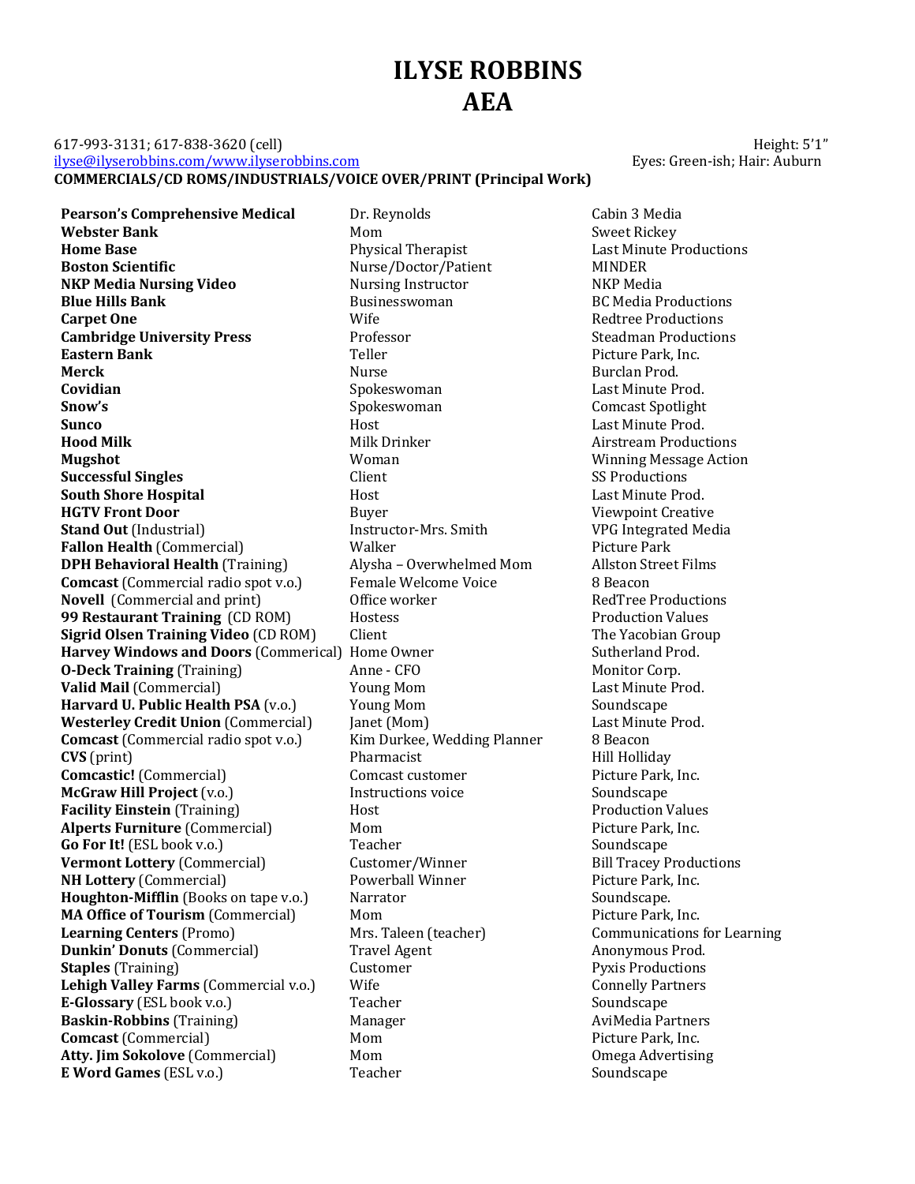# ILYSE ROBBINS
# AEA

617-993-3131; 617-838-3620 (cell)
ilyse@ilyserobbins.com/www.ilyserobbins.com

Height: 5'1"
Eyes: Green-ish; Hair: Auburn

**COMMERCIALS/CD ROMS/INDUSTRIALS/VOICE OVER/PRINT (Principal Work)**

| | | |
|---|---|---|
| **Pearson's Comprehensive Medical** | Dr. Reynolds | Cabin 3 Media |
| **Webster Bank** | Mom | Sweet Rickey |
| **Home Base** | Physical Therapist | Last Minute Productions |
| **Boston Scientific** | Nurse/Doctor/Patient | MINDER |
| **NKP Media Nursing Video** | Nursing Instructor | NKP Media |
| **Blue Hills Bank** | Businesswoman | BC Media Productions |
| **Carpet One** | Wife | Redtree Productions |
| **Cambridge University Press** | Professor | Steadman Productions |
| **Eastern Bank** | Teller | Picture Park, Inc. |
| **Merck** | Nurse | Burclan Prod. |
| **Covidian** | Spokeswoman | Last Minute Prod. |
| **Snow's** | Spokeswoman | Comcast Spotlight |
| **Sunco** | Host | Last Minute Prod. |
| **Hood Milk** | Milk Drinker | Airstream Productions |
| **Mugshot** | Woman | Winning Message Action |
| **Successful Singles** | Client | SS Productions |
| **South Shore Hospital** | Host | Last Minute Prod. |
| **HGTV Front Door** | Buyer | Viewpoint Creative |
| **Stand Out** (Industrial) | Instructor-Mrs. Smith | VPG Integrated Media |
| **Fallon Health** (Commercial) | Walker | Picture Park |
| **DPH Behavioral Health** (Training) | Alysha – Overwhelmed Mom | Allston Street Films |
| **Comcast** (Commercial radio spot v.o.) | Female Welcome Voice | 8 Beacon |
| **Novell** (Commercial and print) | Office worker | RedTree Productions |
| **99 Restaurant Training** (CD ROM) | Hostess | Production Values |
| **Sigrid Olsen Training Video** (CD ROM) | Client | The Yacobian Group |
| **Harvey Windows and Doors** (Commerical) | Home Owner | Sutherland Prod. |
| **O-Deck Training** (Training) | Anne - CFO | Monitor Corp. |
| **Valid Mail** (Commercial) | Young Mom | Last Minute Prod. |
| **Harvard U. Public Health PSA** (v.o.) | Young Mom | Soundscape |
| **Westerley Credit Union** (Commercial) | Janet (Mom) | Last Minute Prod. |
| **Comcast** (Commercial radio spot v.o.) | Kim Durkee, Wedding Planner | 8 Beacon |
| **CVS** (print) | Pharmacist | Hill Holliday |
| **Comcastic!** (Commercial) | Comcast customer | Picture Park, Inc. |
| **McGraw Hill Project** (v.o.) | Instructions voice | Soundscape |
| **Facility Einstein** (Training) | Host | Production Values |
| **Alperts Furniture** (Commercial) | Mom | Picture Park, Inc. |
| **Go For It!** (ESL book v.o.) | Teacher | Soundscape |
| **Vermont Lottery** (Commercial) | Customer/Winner | Bill Tracey Productions |
| **NH Lottery** (Commercial) | Powerball Winner | Picture Park, Inc. |
| **Houghton-Mifflin** (Books on tape v.o.) | Narrator | Soundscape. |
| **MA Office of Tourism** (Commercial) | Mom | Picture Park, Inc. |
| **Learning Centers** (Promo) | Mrs. Taleen (teacher) | Communications for Learning |
| **Dunkin' Donuts** (Commercial) | Travel Agent | Anonymous Prod. |
| **Staples** (Training) | Customer | Pyxis Productions |
| **Lehigh Valley Farms** (Commercial v.o.) | Wife | Connelly Partners |
| **E-Glossary** (ESL book v.o.) | Teacher | Soundscape |
| **Baskin-Robbins** (Training) | Manager | AviMedia Partners |
| **Comcast** (Commercial) | Mom | Picture Park, Inc. |
| **Atty. Jim Sokolove** (Commercial) | Mom | Omega Advertising |
| **E Word Games** (ESL v.o.) | Teacher | Soundscape |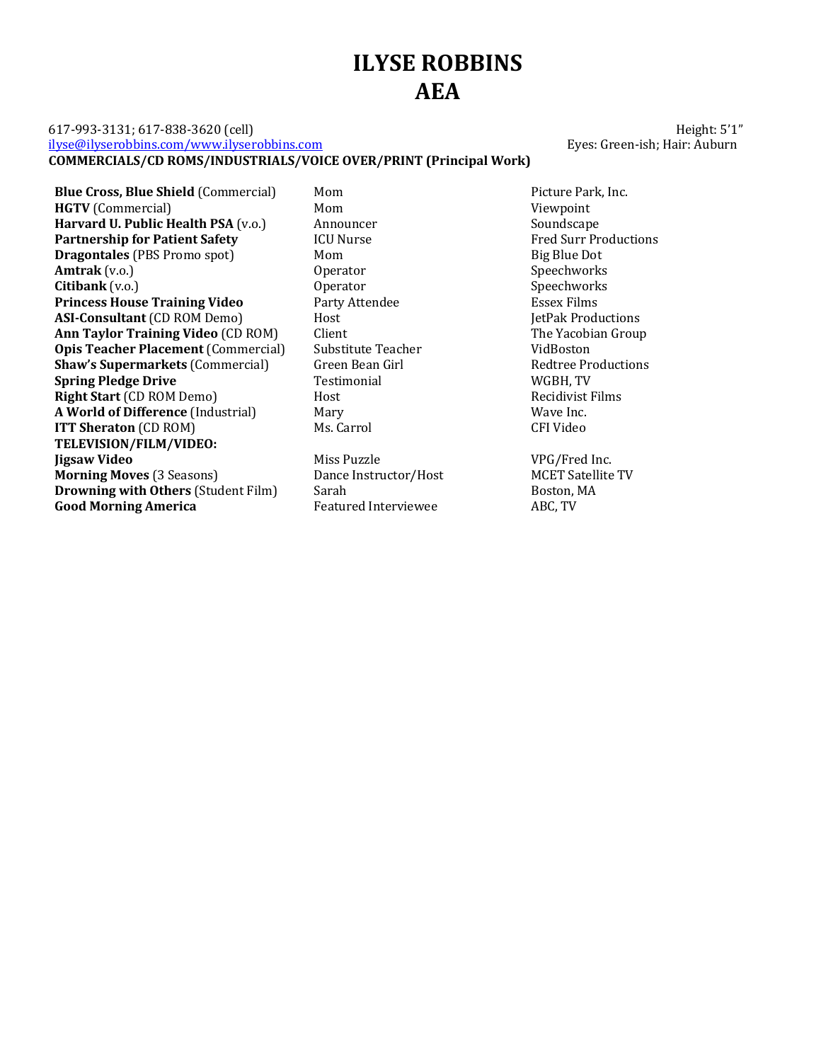# ILYSE ROBBINS
# AEA

617-993-3131; 617-838-3620 (cell)
ilyse@ilyserobbins.com/www.ilyserobbins.com

Height: 5'1"
Eyes: Green-ish; Hair: Auburn

**COMMERCIALS/CD ROMS/INDUSTRIALS/VOICE OVER/PRINT (Principal Work)**

| | | |
|---|---|---|
| **Blue Cross, Blue Shield** (Commercial) | Mom | Picture Park, Inc. |
| **HGTV** (Commercial) | Mom | Viewpoint |
| **Harvard U. Public Health PSA** (v.o.) | Announcer | Soundscape |
| **Partnership for Patient Safety** | ICU Nurse | Fred Surr Productions |
| **Dragontales** (PBS Promo spot) | Mom | Big Blue Dot |
| **Amtrak** (v.o.) | Operator | Speechworks |
| **Citibank** (v.o.) | Operator | Speechworks |
| **Princess House Training Video** | Party Attendee | Essex Films |
| **ASI-Consultant** (CD ROM Demo) | Host | JetPak Productions |
| **Ann Taylor Training Video** (CD ROM) | Client | The Yacobian Group |
| **Opis Teacher Placement** (Commercial) | Substitute Teacher | VidBoston |
| **Shaw's Supermarkets** (Commercial) | Green Bean Girl | Redtree Productions |
| **Spring Pledge Drive** | Testimonial | WGBH, TV |
| **Right Start** (CD ROM Demo) | Host | Recidivist Films |
| **A World of Difference** (Industrial) | Mary | Wave Inc. |
| **ITT Sheraton** (CD ROM) | Ms. Carrol | CFI Video |

**TELEVISION/FILM/VIDEO:**

| | | |
|---|---|---|
| **Jigsaw Video** | Miss Puzzle | VPG/Fred Inc. |
| **Morning Moves** (3 Seasons) | Dance Instructor/Host | MCET Satellite TV |
| **Drowning with Others** (Student Film) | Sarah | Boston, MA |
| **Good Morning America** | Featured Interviewee | ABC, TV |